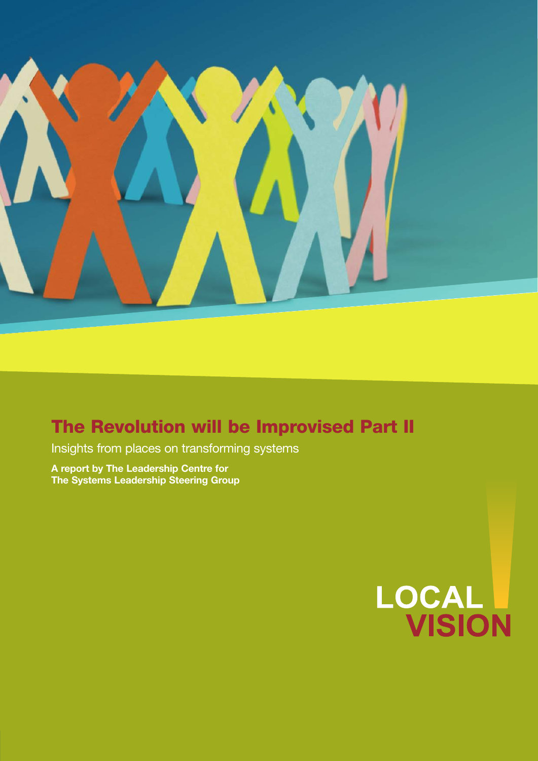# The Revolution will be Improvised Part II

Insights from places on transforming systems

**A report by The Leadership Centre for The Systems Leadership Steering Group**

LOCAL VISION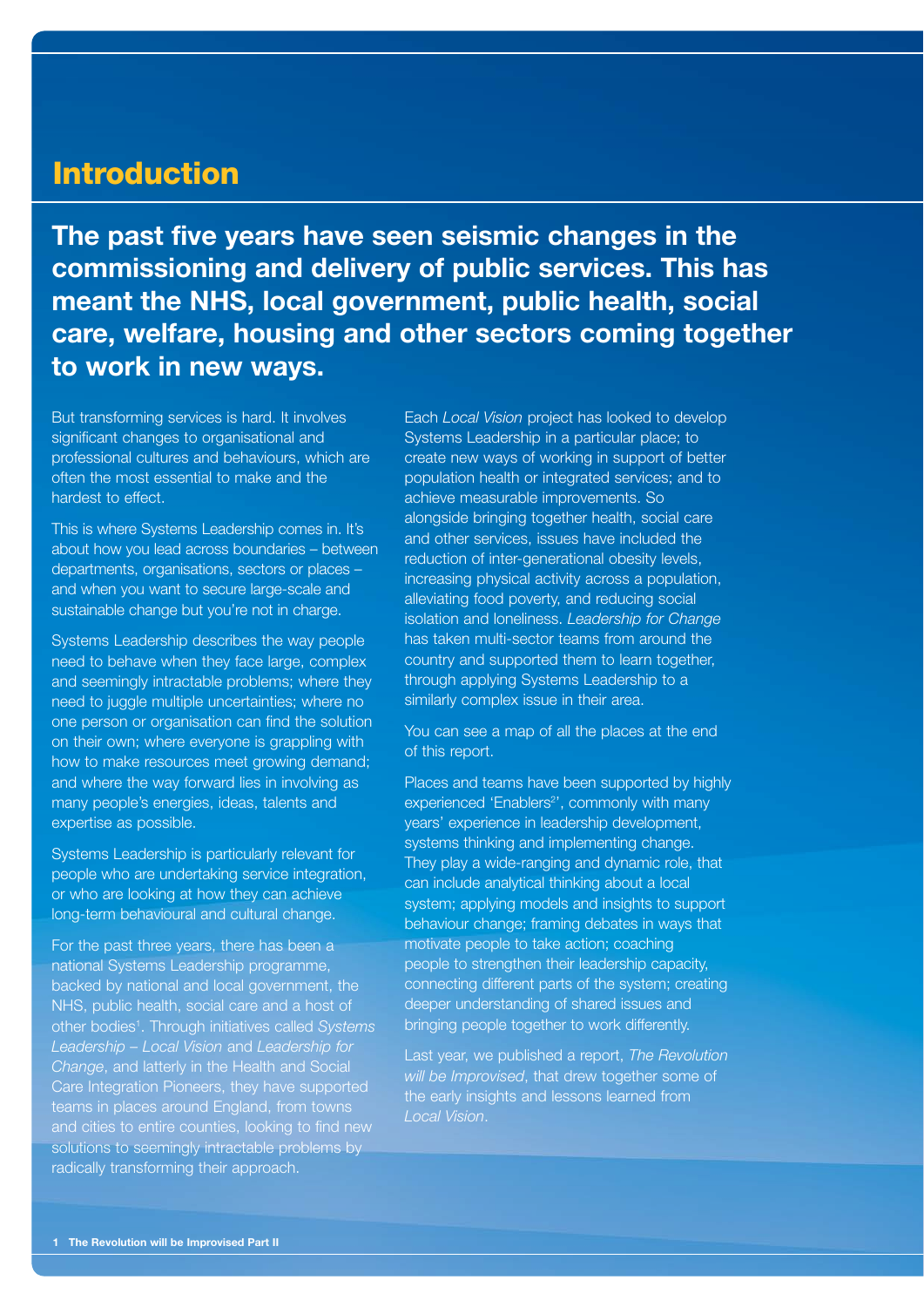## Introduction

**The past five years have seen seismic changes in the commissioning and delivery of public services. This has meant the NHS, local government, public health, social care, welfare, housing and other sectors coming together to work in new ways.**

But transforming services is hard. It involves significant changes to organisational and professional cultures and behaviours, which are often the most essential to make and the hardest to effect.

This is where Systems Leadership comes in. It's about how you lead across boundaries – between departments, organisations, sectors or places – and when you want to secure large-scale and sustainable change but you're not in charge.

Systems Leadership describes the way people need to behave when they face large, complex and seemingly intractable problems; where they need to juggle multiple uncertainties; where no one person or organisation can find the solution on their own; where everyone is grappling with how to make resources meet growing demand; and where the way forward lies in involving as many people's energies, ideas, talents and expertise as possible.

Systems Leadership is particularly relevant for people who are undertaking service integration, or who are looking at how they can achieve long-term behavioural and cultural change.

For the past three years, there has been a national Systems Leadership programme, backed by national and local government, the NHS, public health, social care and a host of other bodies[1]. Through initiatives called *Systems Leadership – Local Vision* and *Leadership for Change*, and latterly in the Health and Social Care Integration Pioneers, they have supported teams in places around England, from towns and cities to entire counties, looking to find new solutions to seemingly intractable problems by radically transforming their approach.

Each *Local Vision* project has looked to develop Systems Leadership in a particular place; to create new ways of working in support of better population health or integrated services; and to achieve measurable improvements. So alongside bringing together health, social care and other services, issues have included the reduction of inter-generational obesity levels, increasing physical activity across a population, alleviating food poverty, and reducing social isolation and loneliness. *Leadership for Change* has taken multi-sector teams from around the country and supported them to learn together, through applying Systems Leadership to a similarly complex issue in their area.

You can see a map of all the places at the end of this report.

Places and teams have been supported by highly experienced 'Enablers[2]', commonly with many years' experience in leadership development, systems thinking and implementing change. They play a wide-ranging and dynamic role, that can include analytical thinking about a local system; applying models and insights to support behaviour change; framing debates in ways that motivate people to take action; coaching people to strengthen their leadership capacity, connecting different parts of the system; creating deeper understanding of shared issues and bringing people together to work differently.

Last year, we published a report, *The Revolution will be Improvised*, that drew together some of the early insights and lessons learned from *Local Vision*.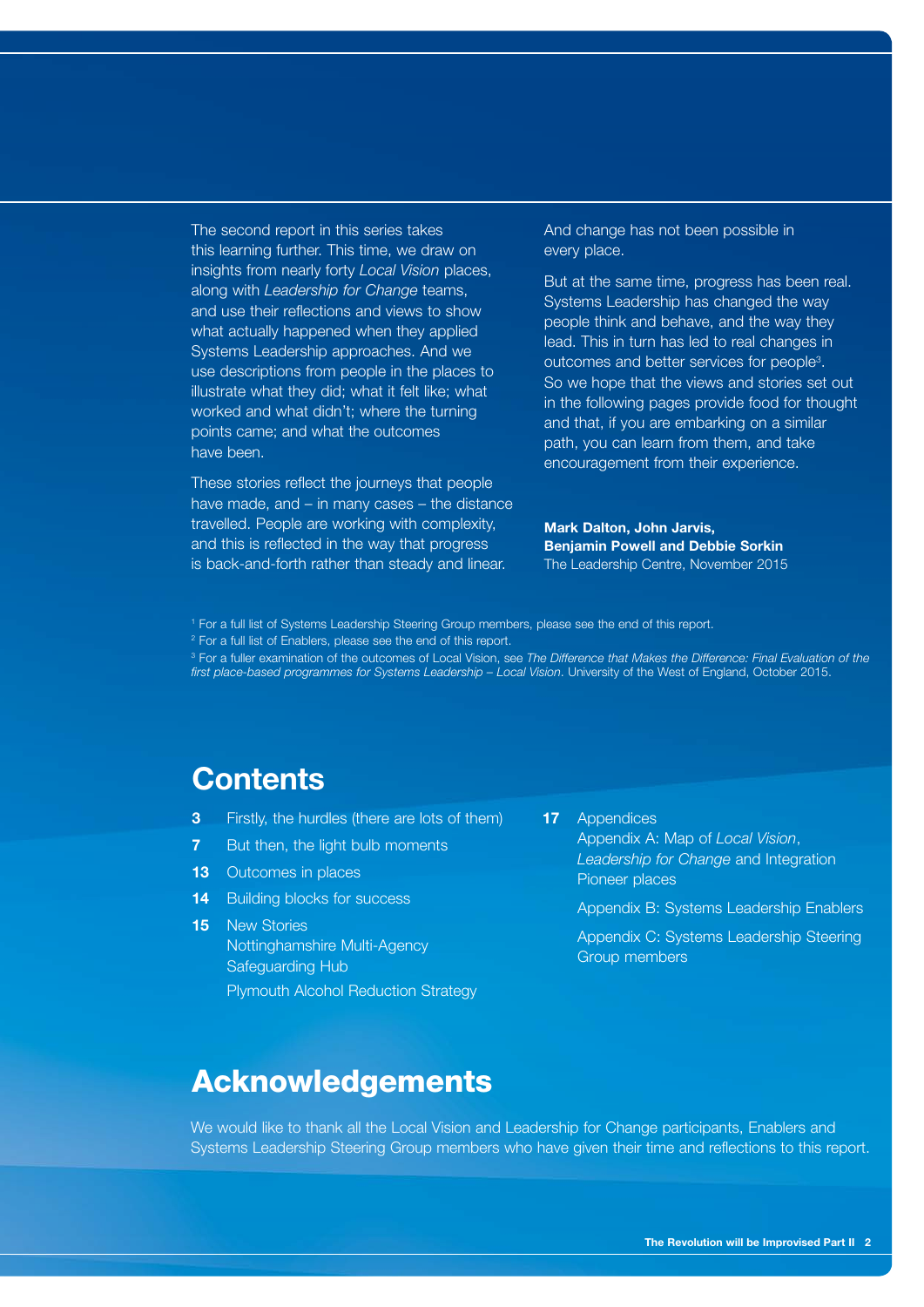The second report in this series takes this learning further. This time, we draw on insights from nearly forty *Local Vision* places, along with *Leadership for Change* teams, and use their reflections and views to show what actually happened when they applied Systems Leadership approaches. And we use descriptions from people in the places to illustrate what they did; what it felt like; what worked and what didn't; where the turning points came; and what the outcomes have been.

These stories reflect the journeys that people have made, and – in many cases – the distance travelled. People are working with complexity, and this is reflected in the way that progress is back-and-forth rather than steady and linear. And change has not been possible in every place.

But at the same time, progress has been real. Systems Leadership has changed the way people think and behave, and the way they lead. This in turn has led to real changes in outcomes and better services for people[3]. So we hope that the views and stories set out in the following pages provide food for thought and that, if you are embarking on a similar path, you can learn from them, and take encouragement from their experience.

**Mark Dalton, John Jarvis, Benjamin Powell and Debbie Sorkin**
The Leadership Centre, November 2015

[1] For a full list of Systems Leadership Steering Group members, please see the end of this report.
[2] For a full list of Enablers, please see the end of this report.
[3] For a fuller examination of the outcomes of Local Vision, see *The Difference that Makes the Difference: Final Evaluation of the first place-based programmes for Systems Leadership – Local Vision*. University of the West of England, October 2015.

## Contents

- **3** Firstly, the hurdles (there are lots of them)
- **7** But then, the light bulb moments
- **13** Outcomes in places
- **14** Building blocks for success
- **15** New Stories
  - Nottinghamshire Multi-Agency Safeguarding Hub
  - Plymouth Alcohol Reduction Strategy
- **17** Appendices
  - Appendix A: Map of *Local Vision*, *Leadership for Change* and Integration Pioneer places
  - Appendix B: Systems Leadership Enablers
  - Appendix C: Systems Leadership Steering Group members

## Acknowledgements

We would like to thank all the Local Vision and Leadership for Change participants, Enablers and Systems Leadership Steering Group members who have given their time and reflections to this report.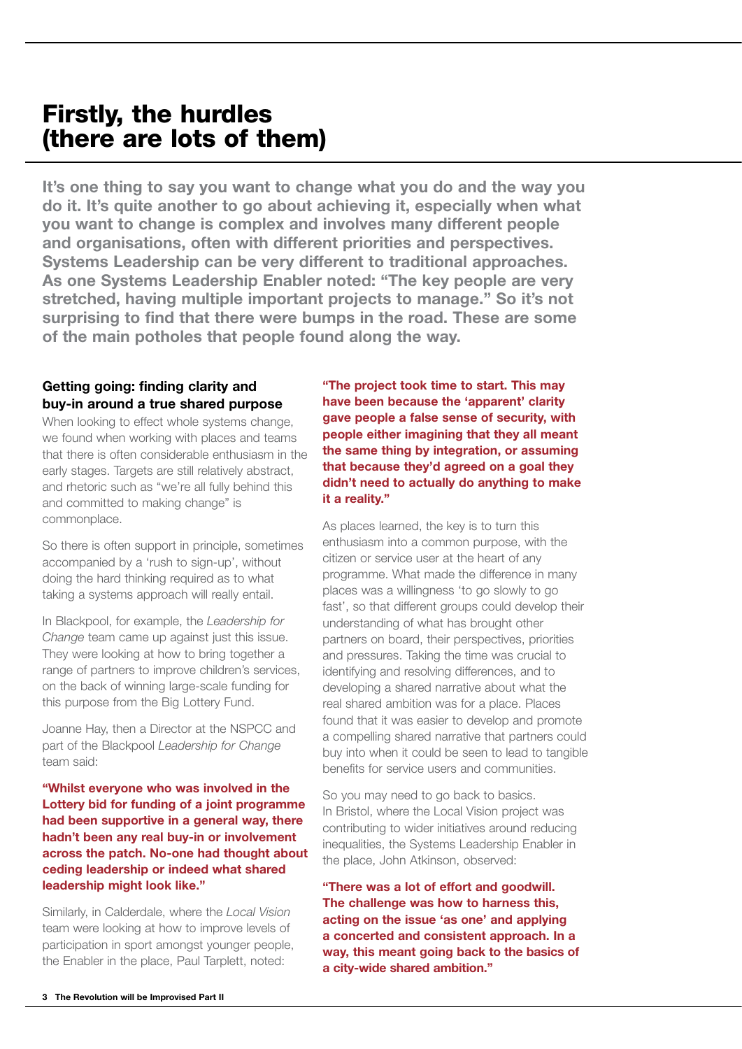# Firstly, the hurdles (there are lots of them)

**It's one thing to say you want to change what you do and the way you do it. It's quite another to go about achieving it, especially when what you want to change is complex and involves many different people and organisations, often with different priorities and perspectives. Systems Leadership can be very different to traditional approaches. As one Systems Leadership Enabler noted: "The key people are very stretched, having multiple important projects to manage." So it's not surprising to find that there were bumps in the road. These are some of the main potholes that people found along the way.**

### Getting going: finding clarity and buy-in around a true shared purpose

When looking to effect whole systems change, we found when working with places and teams that there is often considerable enthusiasm in the early stages. Targets are still relatively abstract, and rhetoric such as "we're all fully behind this and committed to making change" is commonplace.

So there is often support in principle, sometimes accompanied by a 'rush to sign-up', without doing the hard thinking required as to what taking a systems approach will really entail.

In Blackpool, for example, the *Leadership for Change* team came up against just this issue. They were looking at how to bring together a range of partners to improve children's services, on the back of winning large-scale funding for this purpose from the Big Lottery Fund.

Joanne Hay, then a Director at the NSPCC and part of the Blackpool *Leadership for Change* team said:

**"Whilst everyone who was involved in the Lottery bid for funding of a joint programme had been supportive in a general way, there hadn't been any real buy-in or involvement across the patch. No-one had thought about ceding leadership or indeed what shared leadership might look like."**

Similarly, in Calderdale, where the *Local Vision* team were looking at how to improve levels of participation in sport amongst younger people, the Enabler in the place, Paul Tarplett, noted:

**"The project took time to start. This may have been because the 'apparent' clarity gave people a false sense of security, with people either imagining that they all meant the same thing by integration, or assuming that because they'd agreed on a goal they didn't need to actually do anything to make it a reality."**

As places learned, the key is to turn this enthusiasm into a common purpose, with the citizen or service user at the heart of any programme. What made the difference in many places was a willingness 'to go slowly to go fast', so that different groups could develop their understanding of what has brought other partners on board, their perspectives, priorities and pressures. Taking the time was crucial to identifying and resolving differences, and to developing a shared narrative about what the real shared ambition was for a place. Places found that it was easier to develop and promote a compelling shared narrative that partners could buy into when it could be seen to lead to tangible benefits for service users and communities.

So you may need to go back to basics. In Bristol, where the Local Vision project was contributing to wider initiatives around reducing inequalities, the Systems Leadership Enabler in the place, John Atkinson, observed:

**"There was a lot of effort and goodwill. The challenge was how to harness this, acting on the issue 'as one' and applying a concerted and consistent approach. In a way, this meant going back to the basics of a city-wide shared ambition."**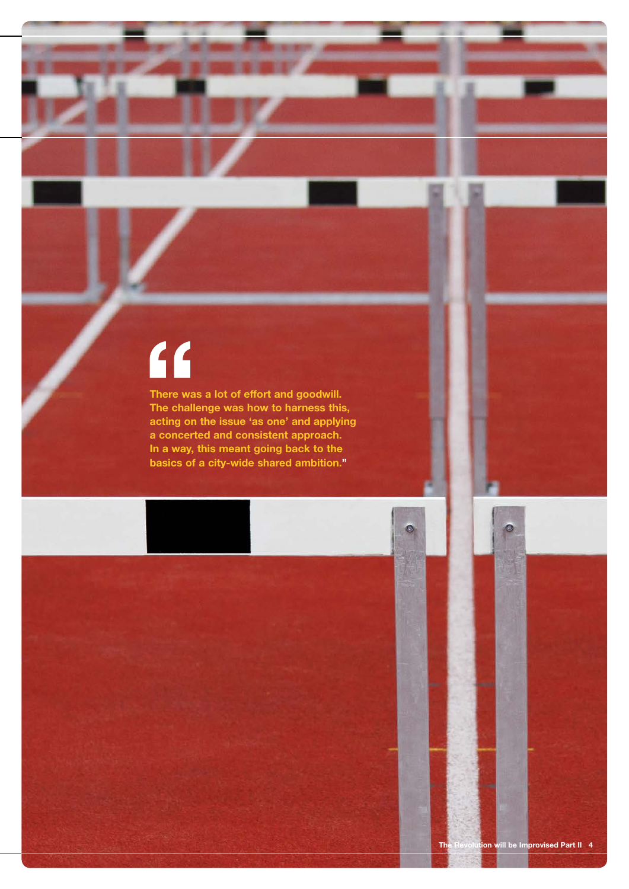> "There was a lot of effort and goodwill. The challenge was how to harness this, acting on the issue 'as one' and applying a concerted and consistent approach. In a way, this meant going back to the basics of a city-wide shared ambition."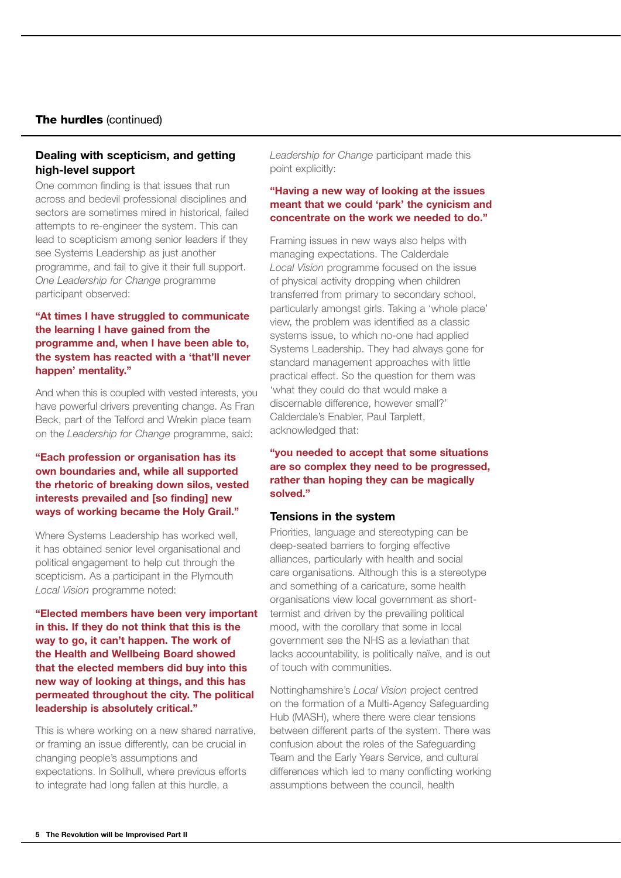**The hurdles** (continued)

### Dealing with scepticism, and getting high-level support

One common finding is that issues that run across and bedevil professional disciplines and sectors are sometimes mired in historical, failed attempts to re-engineer the system. This can lead to scepticism among senior leaders if they see Systems Leadership as just another programme, and fail to give it their full support. *One Leadership for Change* programme participant observed:

**"At times I have struggled to communicate the learning I have gained from the programme and, when I have been able to, the system has reacted with a 'that'll never happen' mentality."**

And when this is coupled with vested interests, you have powerful drivers preventing change. As Fran Beck, part of the Telford and Wrekin place team on the *Leadership for Change* programme, said:

**"Each profession or organisation has its own boundaries and, while all supported the rhetoric of breaking down silos, vested interests prevailed and [so finding] new ways of working became the Holy Grail."**

Where Systems Leadership has worked well, it has obtained senior level organisational and political engagement to help cut through the scepticism. As a participant in the Plymouth *Local Vision* programme noted:

**"Elected members have been very important in this. If they do not think that this is the way to go, it can't happen. The work of the Health and Wellbeing Board showed that the elected members did buy into this new way of looking at things, and this has permeated throughout the city. The political leadership is absolutely critical."**

This is where working on a new shared narrative, or framing an issue differently, can be crucial in changing people's assumptions and expectations. In Solihull, where previous efforts to integrate had long fallen at this hurdle, a *Leadership for Change* participant made this point explicitly:

**"Having a new way of looking at the issues meant that we could 'park' the cynicism and concentrate on the work we needed to do."**

Framing issues in new ways also helps with managing expectations. The Calderdale *Local Vision* programme focused on the issue of physical activity dropping when children transferred from primary to secondary school, particularly amongst girls. Taking a 'whole place' view, the problem was identified as a classic systems issue, to which no-one had applied Systems Leadership. They had always gone for standard management approaches with little practical effect. So the question for them was 'what they could do that would make a discernable difference, however small?' Calderdale's Enabler, Paul Tarplett, acknowledged that:

**"you needed to accept that some situations are so complex they need to be progressed, rather than hoping they can be magically solved."**

### Tensions in the system

Priorities, language and stereotyping can be deep-seated barriers to forging effective alliances, particularly with health and social care organisations. Although this is a stereotype and something of a caricature, some health organisations view local government as short-termist and driven by the prevailing political mood, with the corollary that some in local government see the NHS as a leviathan that lacks accountability, is politically naïve, and is out of touch with communities.

Nottinghamshire's *Local Vision* project centred on the formation of a Multi-Agency Safeguarding Hub (MASH), where there were clear tensions between different parts of the system. There was confusion about the roles of the Safeguarding Team and the Early Years Service, and cultural differences which led to many conflicting working assumptions between the council, health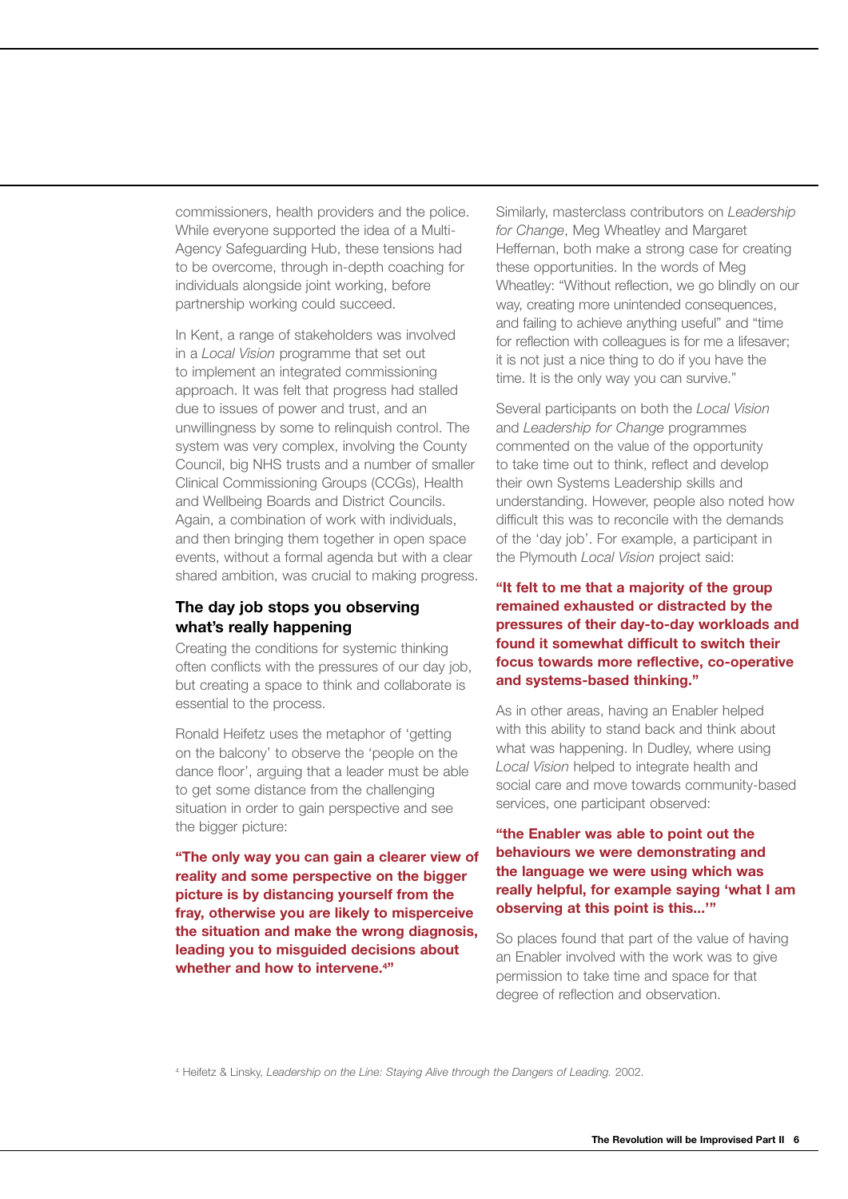commissioners, health providers and the police. While everyone supported the idea of a Multi-Agency Safeguarding Hub, these tensions had to be overcome, through in-depth coaching for individuals alongside joint working, before partnership working could succeed.

In Kent, a range of stakeholders was involved in a *Local Vision* programme that set out to implement an integrated commissioning approach. It was felt that progress had stalled due to issues of power and trust, and an unwillingness by some to relinquish control. The system was very complex, involving the County Council, big NHS trusts and a number of smaller Clinical Commissioning Groups (CCGs), Health and Wellbeing Boards and District Councils. Again, a combination of work with individuals, and then bringing them together in open space events, without a formal agenda but with a clear shared ambition, was crucial to making progress.

### The day job stops you observing what's really happening

Creating the conditions for systemic thinking often conflicts with the pressures of our day job, but creating a space to think and collaborate is essential to the process.

Ronald Heifetz uses the metaphor of 'getting on the balcony' to observe the 'people on the dance floor', arguing that a leader must be able to get some distance from the challenging situation in order to gain perspective and see the bigger picture:

**"The only way you can gain a clearer view of reality and some perspective on the bigger picture is by distancing yourself from the fray, otherwise you are likely to misperceive the situation and make the wrong diagnosis, leading you to misguided decisions about whether and how to intervene.[4]"**

Similarly, masterclass contributors on *Leadership for Change*, Meg Wheatley and Margaret Heffernan, both make a strong case for creating these opportunities. In the words of Meg Wheatley: "Without reflection, we go blindly on our way, creating more unintended consequences, and failing to achieve anything useful" and "time for reflection with colleagues is for me a lifesaver; it is not just a nice thing to do if you have the time. It is the only way you can survive."

Several participants on both the *Local Vision* and *Leadership for Change* programmes commented on the value of the opportunity to take time out to think, reflect and develop their own Systems Leadership skills and understanding. However, people also noted how difficult this was to reconcile with the demands of the 'day job'. For example, a participant in the Plymouth *Local Vision* project said:

**"It felt to me that a majority of the group remained exhausted or distracted by the pressures of their day-to-day workloads and found it somewhat difficult to switch their focus towards more reflective, co-operative and systems-based thinking."**

As in other areas, having an Enabler helped with this ability to stand back and think about what was happening. In Dudley, where using *Local Vision* helped to integrate health and social care and move towards community-based services, one participant observed:

**"the Enabler was able to point out the behaviours we were demonstrating and the language we were using which was really helpful, for example saying 'what I am observing at this point is this...'"**

So places found that part of the value of having an Enabler involved with the work was to give permission to take time and space for that degree of reflection and observation.

[4] Heifetz & Linsky, *Leadership on the Line: Staying Alive through the Dangers of Leading.* 2002.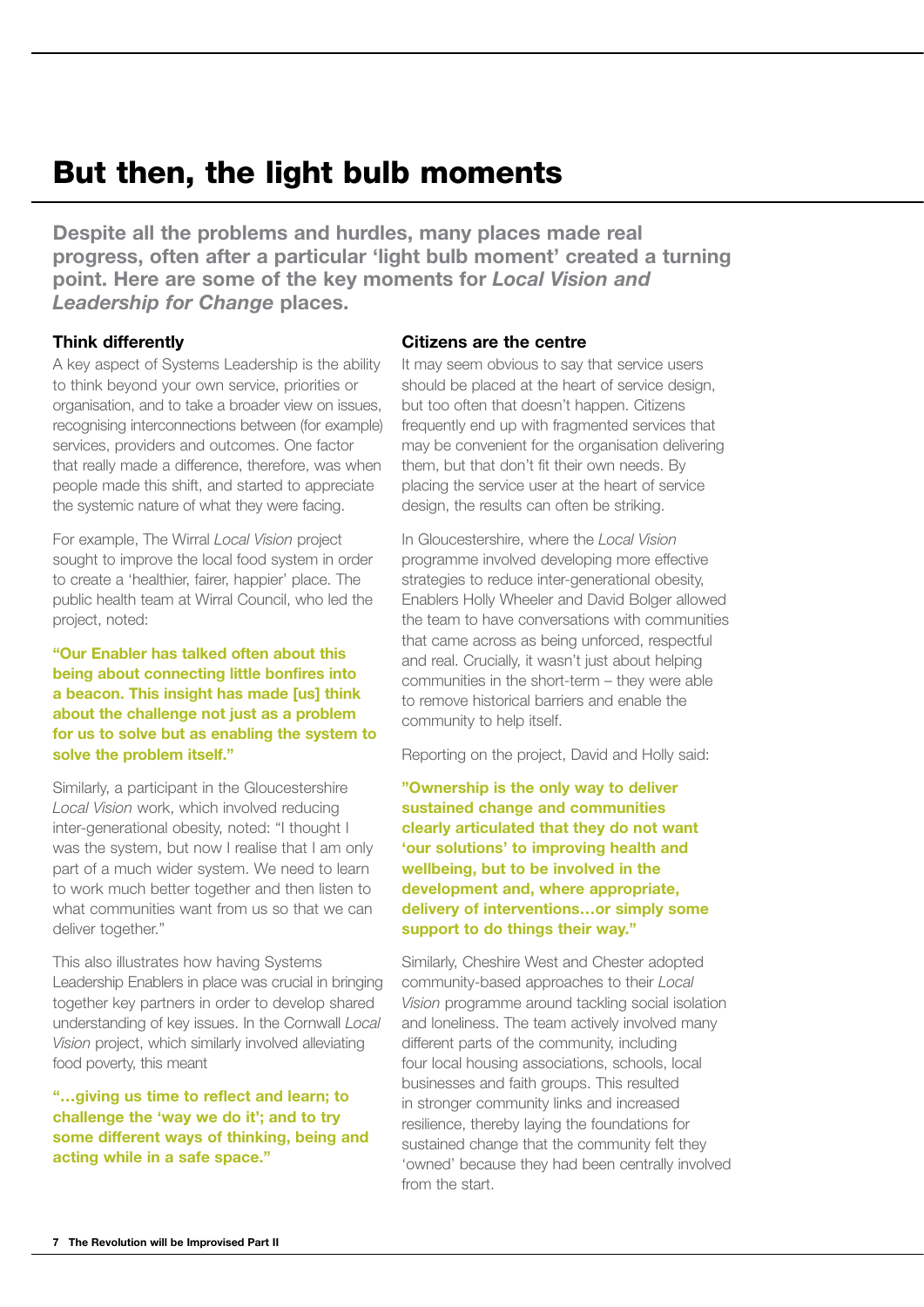# But then, the light bulb moments

**Despite all the problems and hurdles, many places made real progress, often after a particular 'light bulb moment' created a turning point. Here are some of the key moments for *Local Vision and Leadership for Change* places.**

### Think differently

A key aspect of Systems Leadership is the ability to think beyond your own service, priorities or organisation, and to take a broader view on issues, recognising interconnections between (for example) services, providers and outcomes. One factor that really made a difference, therefore, was when people made this shift, and started to appreciate the systemic nature of what they were facing.

For example, The Wirral *Local Vision* project sought to improve the local food system in order to create a 'healthier, fairer, happier' place. The public health team at Wirral Council, who led the project, noted:

**"Our Enabler has talked often about this being about connecting little bonfires into a beacon. This insight has made [us] think about the challenge not just as a problem for us to solve but as enabling the system to solve the problem itself."**

Similarly, a participant in the Gloucestershire *Local Vision* work, which involved reducing inter-generational obesity, noted: "I thought I was the system, but now I realise that I am only part of a much wider system. We need to learn to work much better together and then listen to what communities want from us so that we can deliver together."

This also illustrates how having Systems Leadership Enablers in place was crucial in bringing together key partners in order to develop shared understanding of key issues. In the Cornwall *Local Vision* project, which similarly involved alleviating food poverty, this meant

**"…giving us time to reflect and learn; to challenge the 'way we do it'; and to try some different ways of thinking, being and acting while in a safe space."**

### Citizens are the centre

It may seem obvious to say that service users should be placed at the heart of service design, but too often that doesn't happen. Citizens frequently end up with fragmented services that may be convenient for the organisation delivering them, but that don't fit their own needs. By placing the service user at the heart of service design, the results can often be striking.

In Gloucestershire, where the *Local Vision* programme involved developing more effective strategies to reduce inter-generational obesity, Enablers Holly Wheeler and David Bolger allowed the team to have conversations with communities that came across as being unforced, respectful and real. Crucially, it wasn't just about helping communities in the short-term – they were able to remove historical barriers and enable the community to help itself.

Reporting on the project, David and Holly said:

**"Ownership is the only way to deliver sustained change and communities clearly articulated that they do not want 'our solutions' to improving health and wellbeing, but to be involved in the development and, where appropriate, delivery of interventions…or simply some support to do things their way."**

Similarly, Cheshire West and Chester adopted community-based approaches to their *Local Vision* programme around tackling social isolation and loneliness. The team actively involved many different parts of the community, including four local housing associations, schools, local businesses and faith groups. This resulted in stronger community links and increased resilience, thereby laying the foundations for sustained change that the community felt they 'owned' because they had been centrally involved from the start.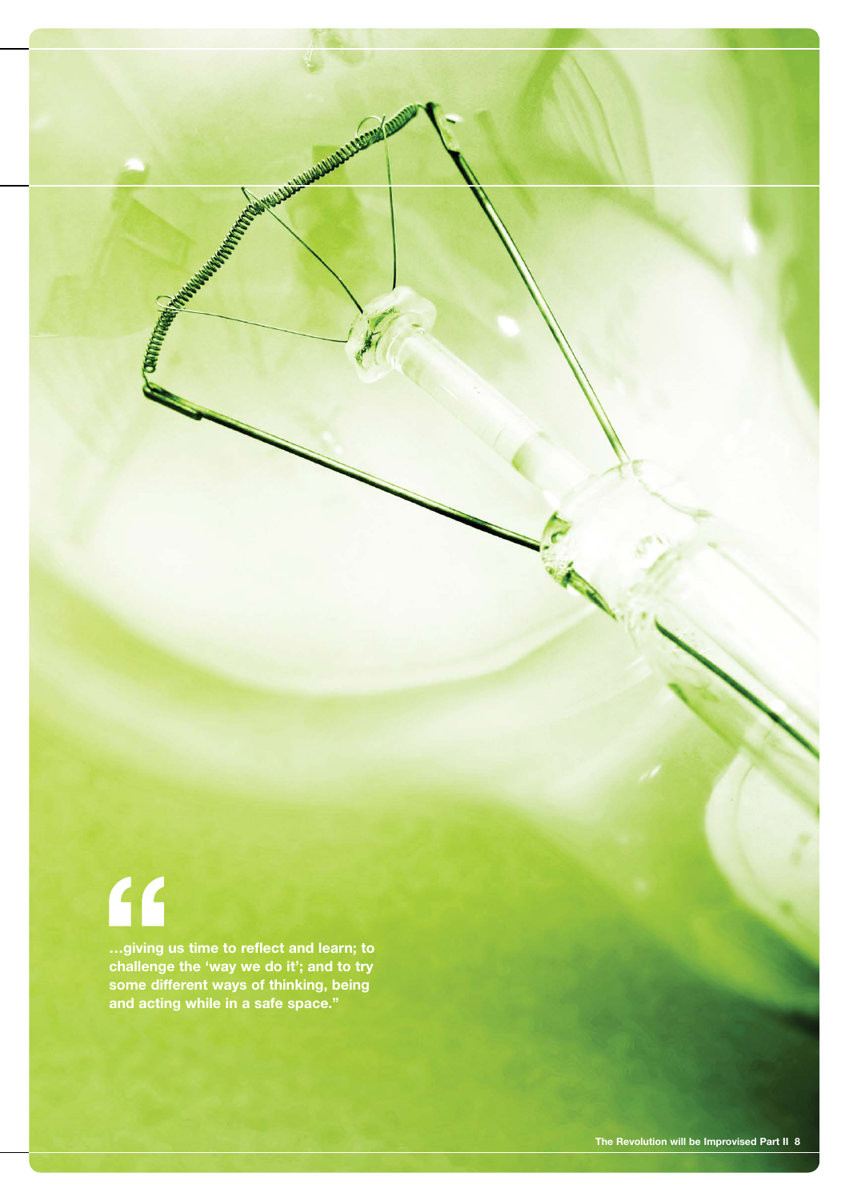> “…giving us time to reflect and learn; to challenge the ‘way we do it’; and to try some different ways of thinking, being and acting while in a safe space.”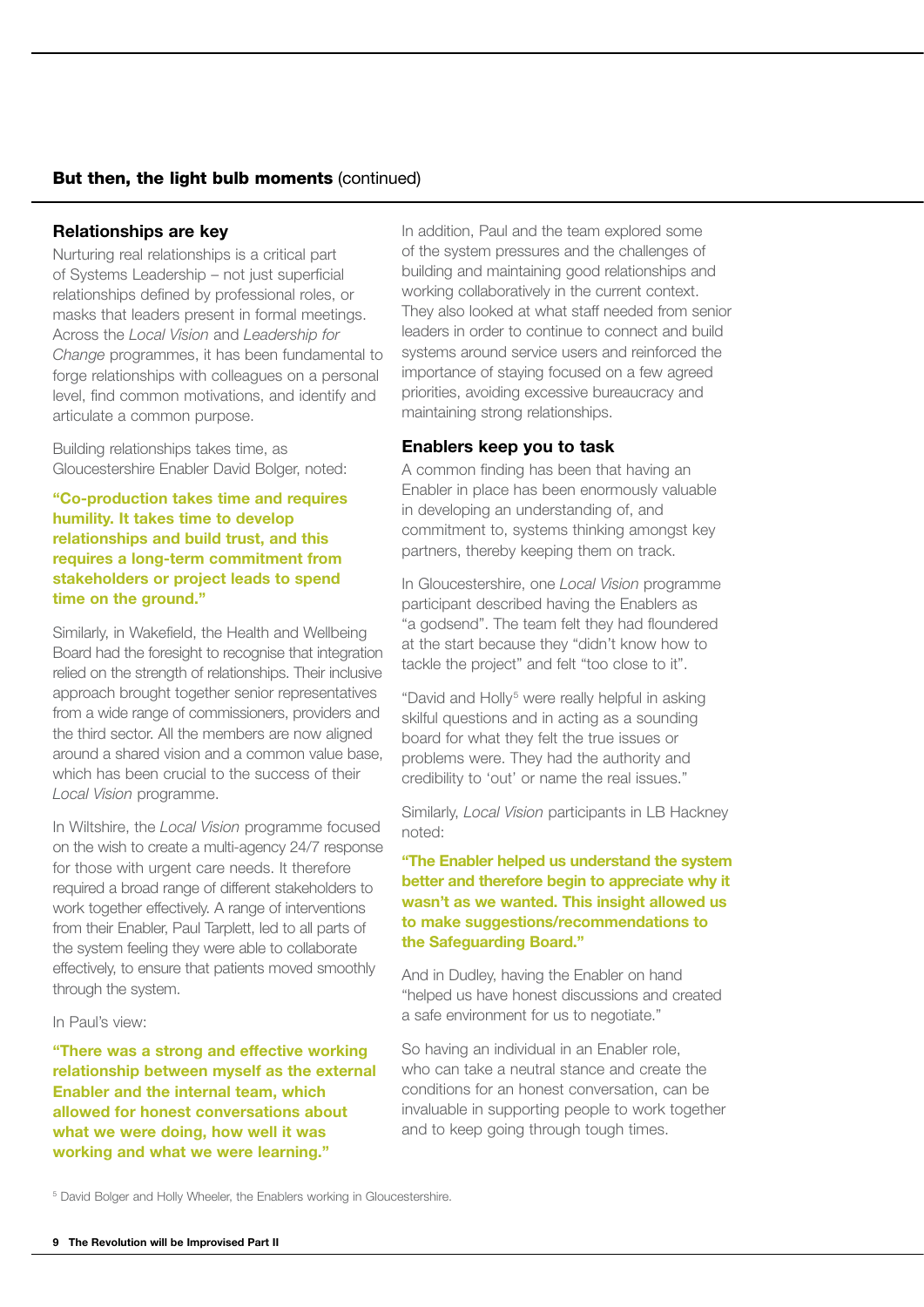## But then, the light bulb moments (continued)

### Relationships are key

Nurturing real relationships is a critical part of Systems Leadership – not just superficial relationships defined by professional roles, or masks that leaders present in formal meetings. Across the *Local Vision* and *Leadership for Change* programmes, it has been fundamental to forge relationships with colleagues on a personal level, find common motivations, and identify and articulate a common purpose.

Building relationships takes time, as Gloucestershire Enabler David Bolger, noted:

**"Co-production takes time and requires humility. It takes time to develop relationships and build trust, and this requires a long-term commitment from stakeholders or project leads to spend time on the ground."**

Similarly, in Wakefield, the Health and Wellbeing Board had the foresight to recognise that integration relied on the strength of relationships. Their inclusive approach brought together senior representatives from a wide range of commissioners, providers and the third sector. All the members are now aligned around a shared vision and a common value base, which has been crucial to the success of their *Local Vision* programme.

In Wiltshire, the *Local Vision* programme focused on the wish to create a multi-agency 24/7 response for those with urgent care needs. It therefore required a broad range of different stakeholders to work together effectively. A range of interventions from their Enabler, Paul Tarplett, led to all parts of the system feeling they were able to collaborate effectively, to ensure that patients moved smoothly through the system.

In Paul's view:

**"There was a strong and effective working relationship between myself as the external Enabler and the internal team, which allowed for honest conversations about what we were doing, how well it was working and what we were learning."**

In addition, Paul and the team explored some of the system pressures and the challenges of building and maintaining good relationships and working collaboratively in the current context. They also looked at what staff needed from senior leaders in order to continue to connect and build systems around service users and reinforced the importance of staying focused on a few agreed priorities, avoiding excessive bureaucracy and maintaining strong relationships.

### Enablers keep you to task

A common finding has been that having an Enabler in place has been enormously valuable in developing an understanding of, and commitment to, systems thinking amongst key partners, thereby keeping them on track.

In Gloucestershire, one *Local Vision* programme participant described having the Enablers as "a godsend". The team felt they had floundered at the start because they "didn't know how to tackle the project" and felt "too close to it".

"David and Holly[5] were really helpful in asking skilful questions and in acting as a sounding board for what they felt the true issues or problems were. They had the authority and credibility to 'out' or name the real issues."

Similarly, *Local Vision* participants in LB Hackney noted:

**"The Enabler helped us understand the system better and therefore begin to appreciate why it wasn't as we wanted. This insight allowed us to make suggestions/recommendations to the Safeguarding Board."**

And in Dudley, having the Enabler on hand "helped us have honest discussions and created a safe environment for us to negotiate."

So having an individual in an Enabler role, who can take a neutral stance and create the conditions for an honest conversation, can be invaluable in supporting people to work together and to keep going through tough times.

[5] David Bolger and Holly Wheeler, the Enablers working in Gloucestershire.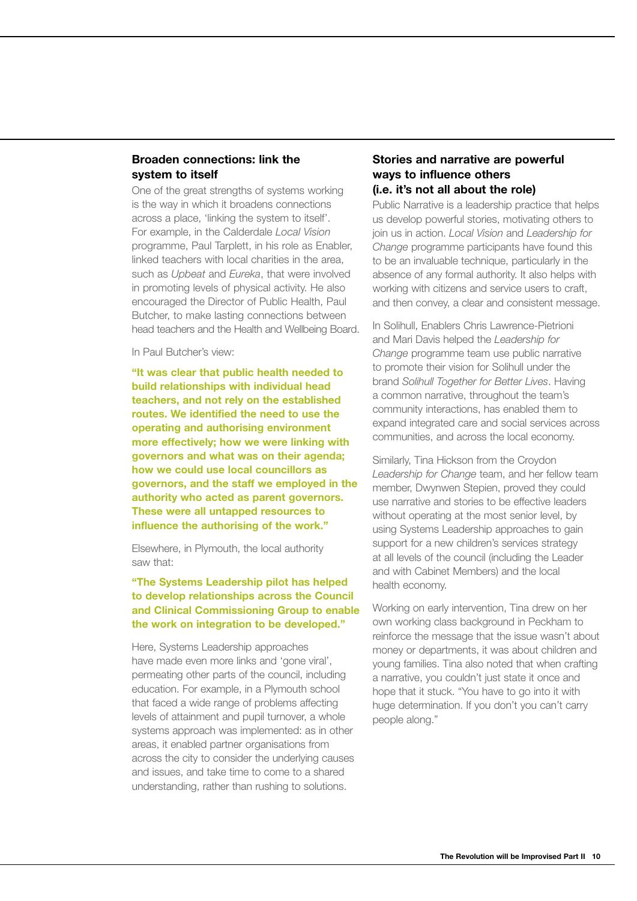## Broaden connections: link the system to itself

One of the great strengths of systems working is the way in which it broadens connections across a place, 'linking the system to itself'. For example, in the Calderdale *Local Vision* programme, Paul Tarplett, in his role as Enabler, linked teachers with local charities in the area, such as *Upbeat* and *Eureka*, that were involved in promoting levels of physical activity. He also encouraged the Director of Public Health, Paul Butcher, to make lasting connections between head teachers and the Health and Wellbeing Board.

In Paul Butcher's view:

**"It was clear that public health needed to build relationships with individual head teachers, and not rely on the established routes. We identified the need to use the operating and authorising environment more effectively; how we were linking with governors and what was on their agenda; how we could use local councillors as governors, and the staff we employed in the authority who acted as parent governors. These were all untapped resources to influence the authorising of the work."**

Elsewhere, in Plymouth, the local authority saw that:

**"The Systems Leadership pilot has helped to develop relationships across the Council and Clinical Commissioning Group to enable the work on integration to be developed."**

Here, Systems Leadership approaches have made even more links and 'gone viral', permeating other parts of the council, including education. For example, in a Plymouth school that faced a wide range of problems affecting levels of attainment and pupil turnover, a whole systems approach was implemented: as in other areas, it enabled partner organisations from across the city to consider the underlying causes and issues, and take time to come to a shared understanding, rather than rushing to solutions.

## Stories and narrative are powerful ways to influence others (i.e. it's not all about the role)

Public Narrative is a leadership practice that helps us develop powerful stories, motivating others to join us in action. *Local Vision* and *Leadership for Change* programme participants have found this to be an invaluable technique, particularly in the absence of any formal authority. It also helps with working with citizens and service users to craft, and then convey, a clear and consistent message.

In Solihull, Enablers Chris Lawrence-Pietrioni and Mari Davis helped the *Leadership for Change* programme team use public narrative to promote their vision for Solihull under the brand *Solihull Together for Better Lives*. Having a common narrative, throughout the team's community interactions, has enabled them to expand integrated care and social services across communities, and across the local economy.

Similarly, Tina Hickson from the Croydon *Leadership for Change* team, and her fellow team member, Dwynwen Stepien, proved they could use narrative and stories to be effective leaders without operating at the most senior level, by using Systems Leadership approaches to gain support for a new children's services strategy at all levels of the council (including the Leader and with Cabinet Members) and the local health economy.

Working on early intervention, Tina drew on her own working class background in Peckham to reinforce the message that the issue wasn't about money or departments, it was about children and young families. Tina also noted that when crafting a narrative, you couldn't just state it once and hope that it stuck. "You have to go into it with huge determination. If you don't you can't carry people along."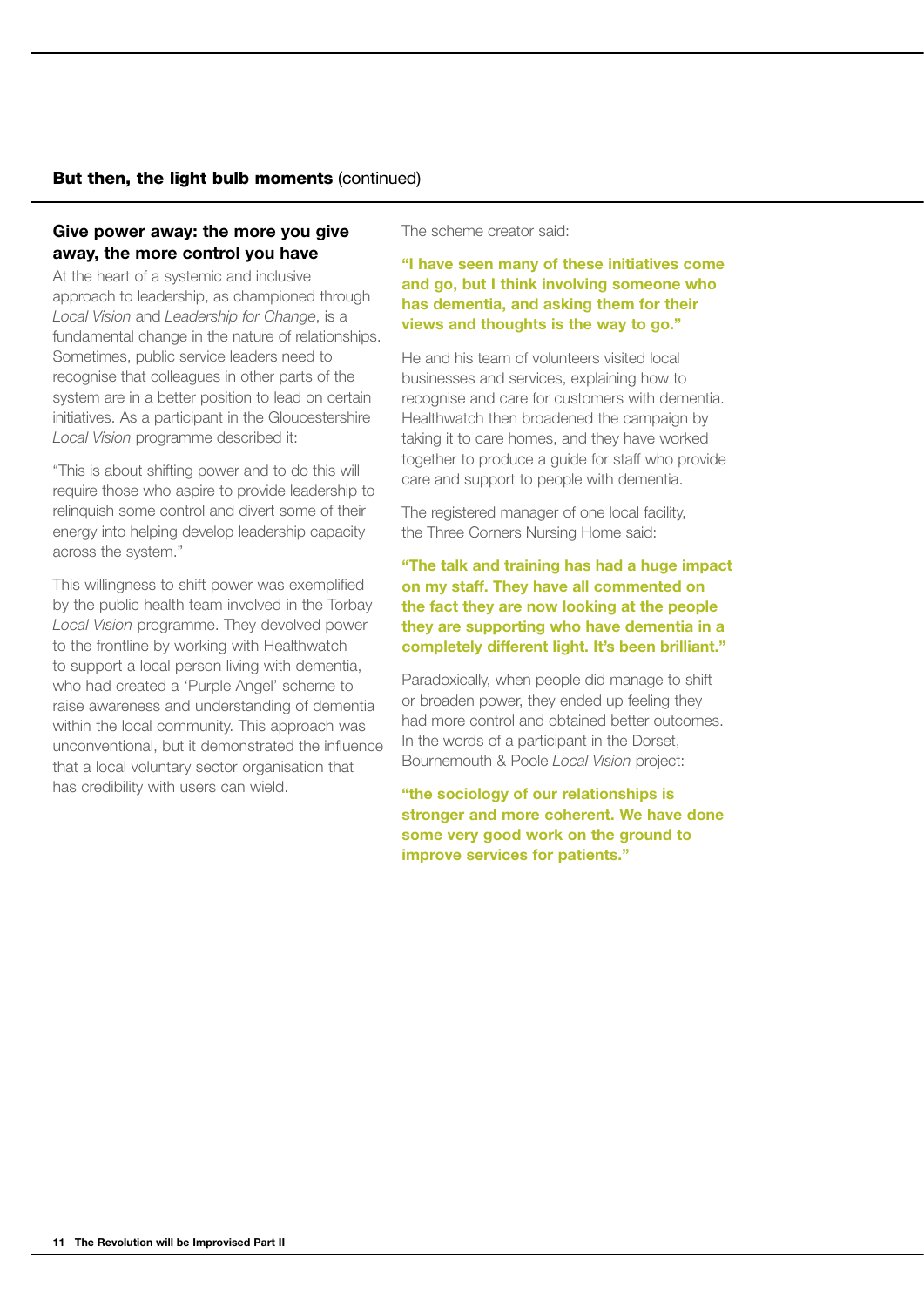**But then, the light bulb moments** (continued)

### Give power away: the more you give away, the more control you have

At the heart of a systemic and inclusive approach to leadership, as championed through *Local Vision* and *Leadership for Change*, is a fundamental change in the nature of relationships. Sometimes, public service leaders need to recognise that colleagues in other parts of the system are in a better position to lead on certain initiatives. As a participant in the Gloucestershire *Local Vision* programme described it:

"This is about shifting power and to do this will require those who aspire to provide leadership to relinquish some control and divert some of their energy into helping develop leadership capacity across the system."

This willingness to shift power was exemplified by the public health team involved in the Torbay *Local Vision* programme. They devolved power to the frontline by working with Healthwatch to support a local person living with dementia, who had created a 'Purple Angel' scheme to raise awareness and understanding of dementia within the local community. This approach was unconventional, but it demonstrated the influence that a local voluntary sector organisation that has credibility with users can wield.

The scheme creator said:

**"I have seen many of these initiatives come and go, but I think involving someone who has dementia, and asking them for their views and thoughts is the way to go."**

He and his team of volunteers visited local businesses and services, explaining how to recognise and care for customers with dementia. Healthwatch then broadened the campaign by taking it to care homes, and they have worked together to produce a guide for staff who provide care and support to people with dementia.

The registered manager of one local facility, the Three Corners Nursing Home said:

**"The talk and training has had a huge impact on my staff. They have all commented on the fact they are now looking at the people they are supporting who have dementia in a completely different light. It's been brilliant."**

Paradoxically, when people did manage to shift or broaden power, they ended up feeling they had more control and obtained better outcomes. In the words of a participant in the Dorset, Bournemouth & Poole *Local Vision* project:

**"the sociology of our relationships is stronger and more coherent. We have done some very good work on the ground to improve services for patients."**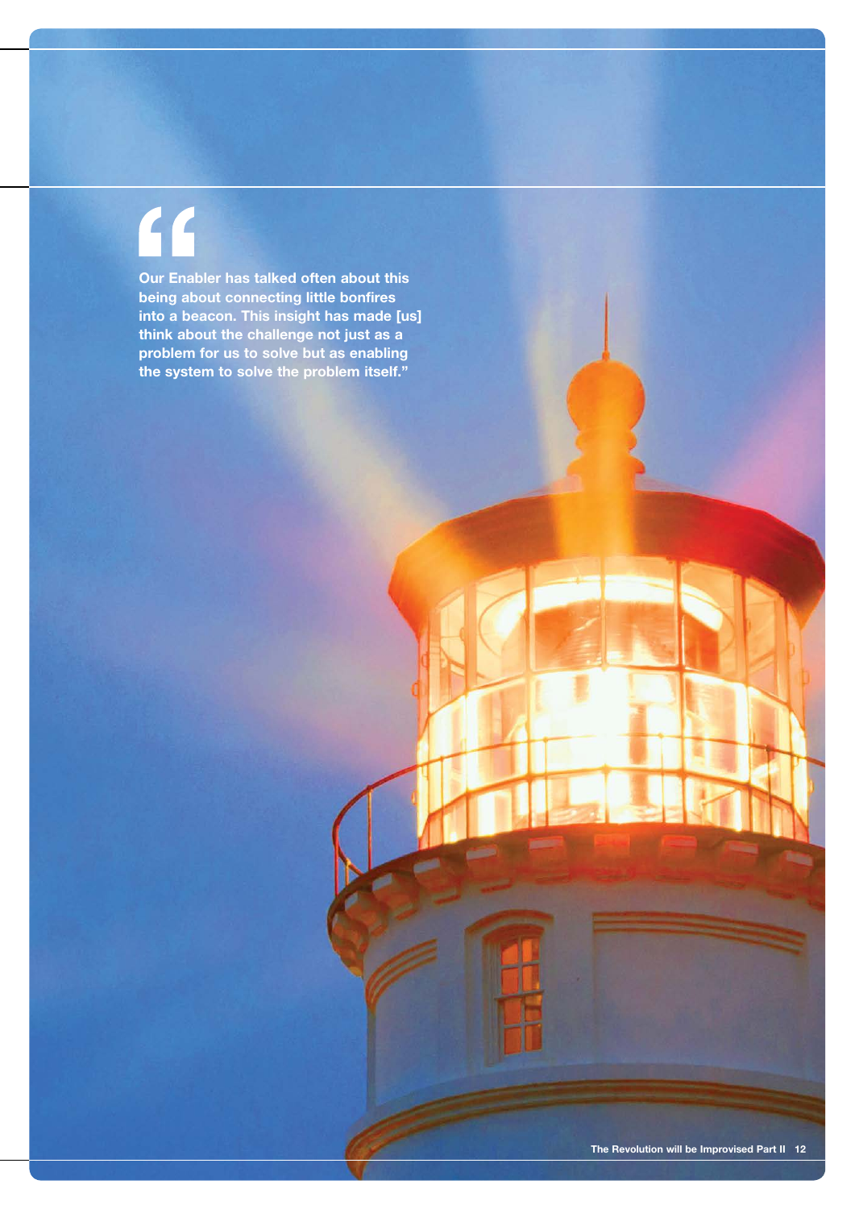> "Our Enabler has talked often about this being about connecting little bonfires into a beacon. This insight has made [us] think about the challenge not just as a problem for us to solve but as enabling the system to solve the problem itself."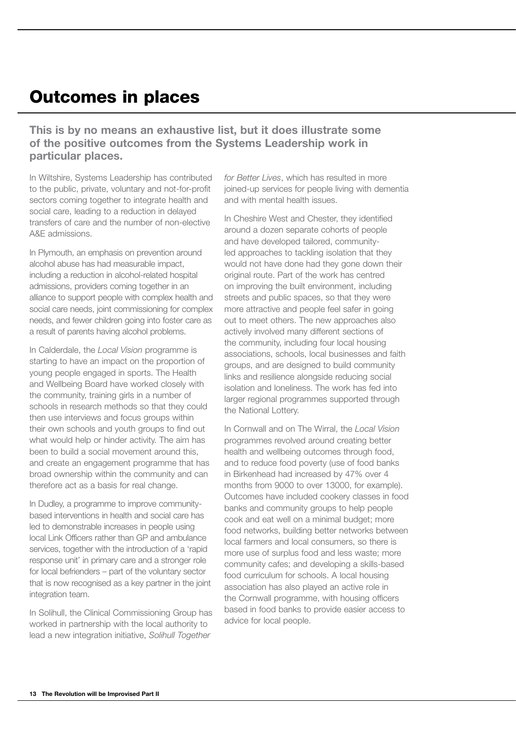# Outcomes in places

**This is by no means an exhaustive list, but it does illustrate some of the positive outcomes from the Systems Leadership work in particular places.**

In Wiltshire, Systems Leadership has contributed to the public, private, voluntary and not-for-profit sectors coming together to integrate health and social care, leading to a reduction in delayed transfers of care and the number of non-elective A&E admissions.

In Plymouth, an emphasis on prevention around alcohol abuse has had measurable impact, including a reduction in alcohol-related hospital admissions, providers coming together in an alliance to support people with complex health and social care needs, joint commissioning for complex needs, and fewer children going into foster care as a result of parents having alcohol problems.

In Calderdale, the *Local Vision* programme is starting to have an impact on the proportion of young people engaged in sports. The Health and Wellbeing Board have worked closely with the community, training girls in a number of schools in research methods so that they could then use interviews and focus groups within their own schools and youth groups to find out what would help or hinder activity. The aim has been to build a social movement around this, and create an engagement programme that has broad ownership within the community and can therefore act as a basis for real change.

In Dudley, a programme to improve community-based interventions in health and social care has led to demonstrable increases in people using local Link Officers rather than GP and ambulance services, together with the introduction of a 'rapid response unit' in primary care and a stronger role for local befrienders – part of the voluntary sector that is now recognised as a key partner in the joint integration team.

In Solihull, the Clinical Commissioning Group has worked in partnership with the local authority to lead a new integration initiative, *Solihull Together for Better Lives*, which has resulted in more joined-up services for people living with dementia and with mental health issues.

In Cheshire West and Chester, they identified around a dozen separate cohorts of people and have developed tailored, community-led approaches to tackling isolation that they would not have done had they gone down their original route. Part of the work has centred on improving the built environment, including streets and public spaces, so that they were more attractive and people feel safer in going out to meet others. The new approaches also actively involved many different sections of the community, including four local housing associations, schools, local businesses and faith groups, and are designed to build community links and resilience alongside reducing social isolation and loneliness. The work has fed into larger regional programmes supported through the National Lottery.

In Cornwall and on The Wirral, the *Local Vision* programmes revolved around creating better health and wellbeing outcomes through food, and to reduce food poverty (use of food banks in Birkenhead had increased by 47% over 4 months from 9000 to over 13000, for example). Outcomes have included cookery classes in food banks and community groups to help people cook and eat well on a minimal budget; more food networks, building better networks between local farmers and local consumers, so there is more use of surplus food and less waste; more community cafes; and developing a skills-based food curriculum for schools. A local housing association has also played an active role in the Cornwall programme, with housing officers based in food banks to provide easier access to advice for local people.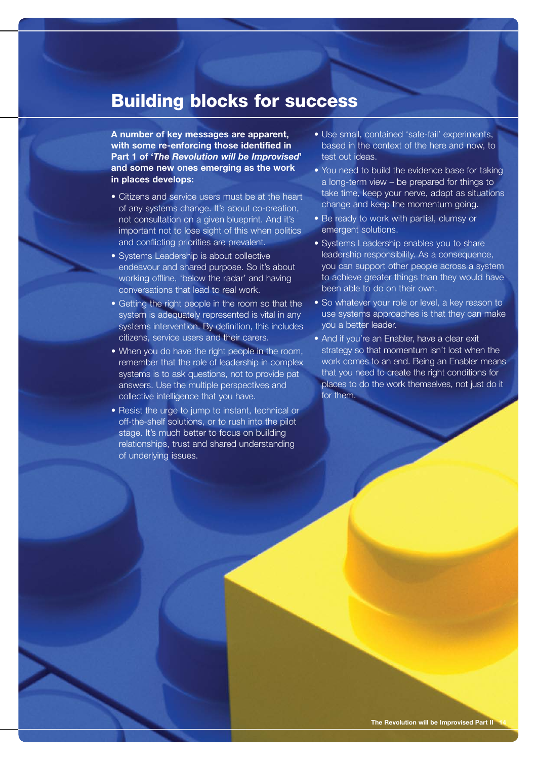# Building blocks for success

**A number of key messages are apparent, with some re-enforcing those identified in Part 1 of '*The Revolution will be Improvised*' and some new ones emerging as the work in places develops:**

- Citizens and service users must be at the heart of any systems change. It's about co-creation, not consultation on a given blueprint. And it's important not to lose sight of this when politics and conflicting priorities are prevalent.
- Systems Leadership is about collective endeavour and shared purpose. So it's about working offline, 'below the radar' and having conversations that lead to real work.
- Getting the right people in the room so that the system is adequately represented is vital in any systems intervention. By definition, this includes citizens, service users and their carers.
- When you do have the right people in the room, remember that the role of leadership in complex systems is to ask questions, not to provide pat answers. Use the multiple perspectives and collective intelligence that you have.
- Resist the urge to jump to instant, technical or off-the-shelf solutions, or to rush into the pilot stage. It's much better to focus on building relationships, trust and shared understanding of underlying issues.
- Use small, contained 'safe-fail' experiments, based in the context of the here and now, to test out ideas.
- You need to build the evidence base for taking a long-term view – be prepared for things to take time, keep your nerve, adapt as situations change and keep the momentum going.
- Be ready to work with partial, clumsy or emergent solutions.
- Systems Leadership enables you to share leadership responsibility. As a consequence, you can support other people across a system to achieve greater things than they would have been able to do on their own.
- So whatever your role or level, a key reason to use systems approaches is that they can make you a better leader.
- And if you're an Enabler, have a clear exit strategy so that momentum isn't lost when the work comes to an end. Being an Enabler means that you need to create the right conditions for places to do the work themselves, not just do it for them.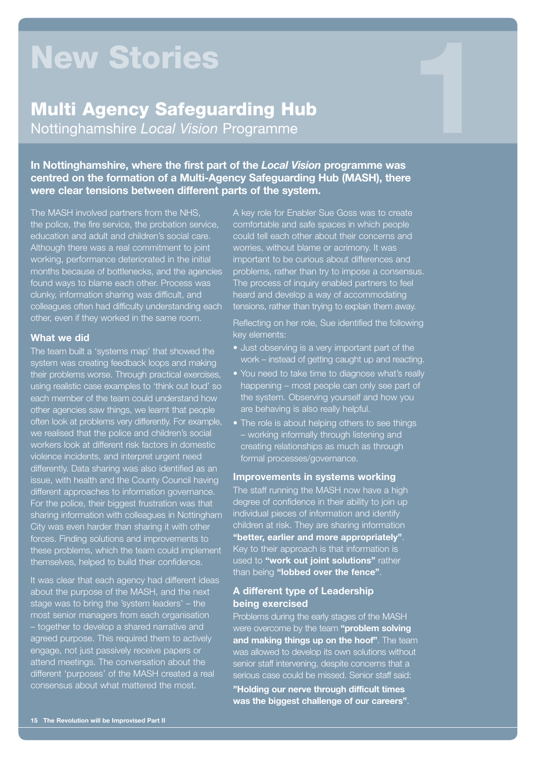# New Stories

## Multi Agency Safeguarding Hub

Nottinghamshire *Local Vision* Programme

**In Nottinghamshire, where the first part of the *Local Vision* programme was centred on the formation of a Multi-Agency Safeguarding Hub (MASH), there were clear tensions between different parts of the system.**

The MASH involved partners from the NHS, the police, the fire service, the probation service, education and adult and children's social care. Although there was a real commitment to joint working, performance deteriorated in the initial months because of bottlenecks, and the agencies found ways to blame each other. Process was clunky, information sharing was difficult, and colleagues often had difficulty understanding each other, even if they worked in the same room.

### What we did

The team built a 'systems map' that showed the system was creating feedback loops and making their problems worse. Through practical exercises, using realistic case examples to 'think out loud' so each member of the team could understand how other agencies saw things, we learnt that people often look at problems very differently. For example, we realised that the police and children's social workers look at different risk factors in domestic violence incidents, and interpret urgent need differently. Data sharing was also identified as an issue, with health and the County Council having different approaches to information governance. For the police, their biggest frustration was that sharing information with colleagues in Nottingham City was even harder than sharing it with other forces. Finding solutions and improvements to these problems, which the team could implement themselves, helped to build their confidence.

It was clear that each agency had different ideas about the purpose of the MASH, and the next stage was to bring the 'system leaders' – the most senior managers from each organisation – together to develop a shared narrative and agreed purpose. This required them to actively engage, not just passively receive papers or attend meetings. The conversation about the different 'purposes' of the MASH created a real consensus about what mattered the most.

A key role for Enabler Sue Goss was to create comfortable and safe spaces in which people could tell each other about their concerns and worries, without blame or acrimony. It was important to be curious about differences and problems, rather than try to impose a consensus. The process of inquiry enabled partners to feel heard and develop a way of accommodating tensions, rather than trying to explain them away.

Reflecting on her role, Sue identified the following key elements:

- Just observing is a very important part of the work – instead of getting caught up and reacting.
- You need to take time to diagnose what's really happening – most people can only see part of the system. Observing yourself and how you are behaving is also really helpful.
- The role is about helping others to see things – working informally through listening and creating relationships as much as through formal processes/governance.

### Improvements in systems working

The staff running the MASH now have a high degree of confidence in their ability to join up individual pieces of information and identify children at risk. They are sharing information **"better, earlier and more appropriately"**. Key to their approach is that information is used to **"work out joint solutions"** rather than being **"lobbed over the fence"**.

### A different type of Leadership being exercised

Problems during the early stages of the MASH were overcome by the team **"problem solving and making things up on the hoof"**. The team was allowed to develop its own solutions without senior staff intervening, despite concerns that a serious case could be missed. Senior staff said:

**"Holding our nerve through difficult times was the biggest challenge of our careers"**.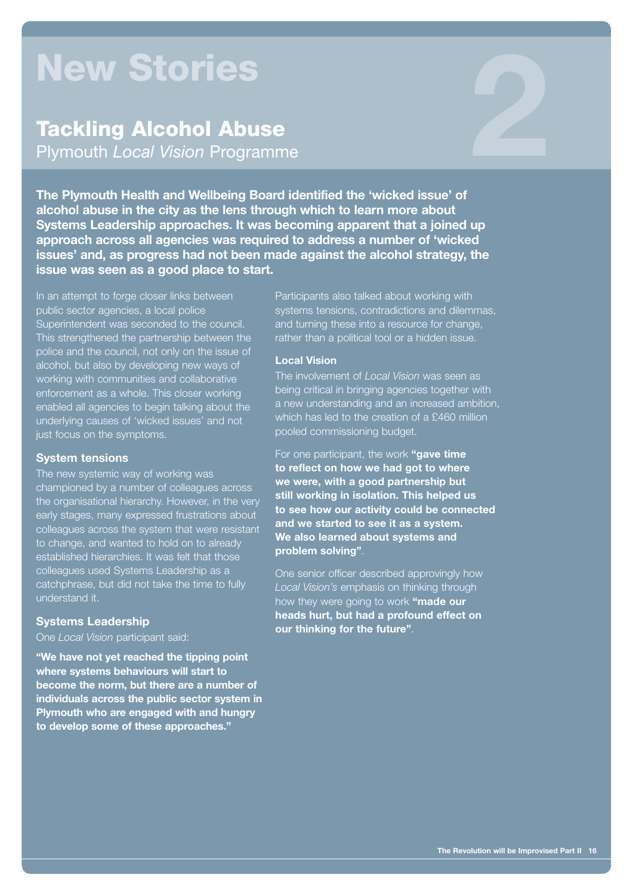# New Stories

2

## Tackling Alcohol Abuse

Plymouth *Local Vision* Programme

**The Plymouth Health and Wellbeing Board identified the 'wicked issue' of alcohol abuse in the city as the lens through which to learn more about Systems Leadership approaches. It was becoming apparent that a joined up approach across all agencies was required to address a number of 'wicked issues' and, as progress had not been made against the alcohol strategy, the issue was seen as a good place to start.**

In an attempt to forge closer links between public sector agencies, a local police Superintendent was seconded to the council. This strengthened the partnership between the police and the council, not only on the issue of alcohol, but also by developing new ways of working with communities and collaborative enforcement as a whole. This closer working enabled all agencies to begin talking about the underlying causes of 'wicked issues' and not just focus on the symptoms.

### System tensions

The new systemic way of working was championed by a number of colleagues across the organisational hierarchy. However, in the very early stages, many expressed frustrations about colleagues across the system that were resistant to change, and wanted to hold on to already established hierarchies. It was felt that those colleagues used Systems Leadership as a catchphrase, but did not take the time to fully understand it.

### Systems Leadership

One *Local Vision* participant said:

**"We have not yet reached the tipping point where systems behaviours will start to become the norm, but there are a number of individuals across the public sector system in Plymouth who are engaged with and hungry to develop some of these approaches."**

Participants also talked about working with systems tensions, contradictions and dilemmas, and turning these into a resource for change, rather than a political tool or a hidden issue.

### Local Vision

The involvement of *Local Vision* was seen as being critical in bringing agencies together with a new understanding and an increased ambition, which has led to the creation of a £460 million pooled commissioning budget.

For one participant, the work **"gave time to reflect on how we had got to where we were, with a good partnership but still working in isolation. This helped us to see how our activity could be connected and we started to see it as a system. We also learned about systems and problem solving"**.

One senior officer described approvingly how *Local Vision's* emphasis on thinking through how they were going to work **"made our heads hurt, but had a profound effect on our thinking for the future"**.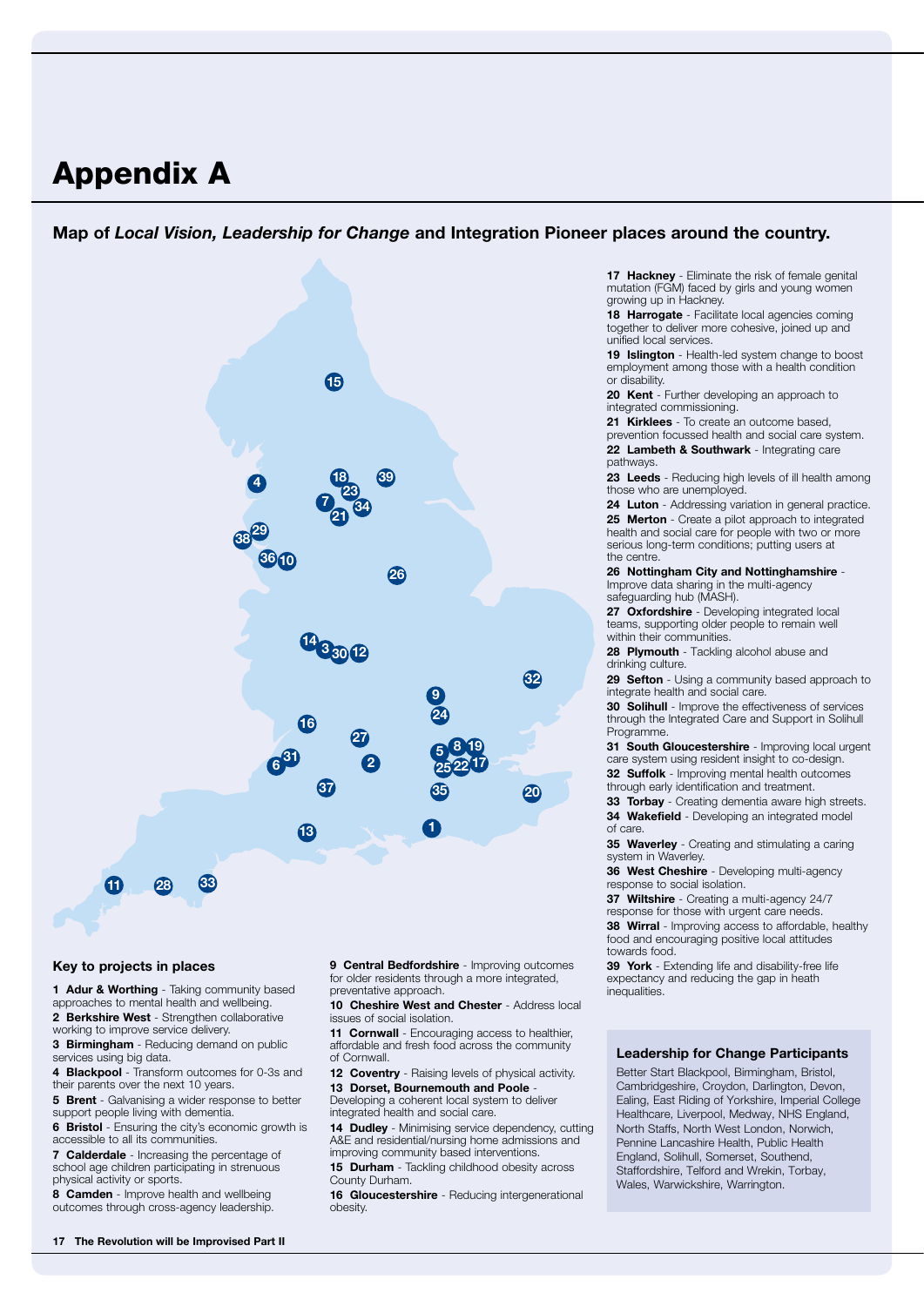# Appendix A

**Map of *Local Vision, Leadership for Change* and Integration Pioneer places around the country.**

### Key to projects in places

**1 Adur & Worthing** - Taking community based approaches to mental health and wellbeing.

**2 Berkshire West** - Strengthen collaborative working to improve service delivery.

**3 Birmingham** - Reducing demand on public services using big data.

**4 Blackpool** - Transform outcomes for 0-3s and their parents over the next 10 years.

**5 Brent** - Galvanising a wider response to better support people living with dementia.

**6 Bristol** - Ensuring the city's economic growth is accessible to all its communities.

**7 Calderdale** - Increasing the percentage of school age children participating in strenuous physical activity or sports.

**8 Camden** - Improve health and wellbeing outcomes through cross-agency leadership.

**9 Central Bedfordshire** - Improving outcomes for older residents through a more integrated, preventative approach.

**10 Cheshire West and Chester** - Address local issues of social isolation.

**11 Cornwall** - Encouraging access to healthier, affordable and fresh food across the community of Cornwall.

**12 Coventry** - Raising levels of physical activity.

**13 Dorset, Bournemouth and Poole** - Developing a coherent local system to deliver integrated health and social care.

**14 Dudley** - Minimising service dependency, cutting A&E and residential/nursing home admissions and improving community based interventions.

**15 Durham** - Tackling childhood obesity across County Durham.

**16 Gloucestershire** - Reducing intergenerational obesity.

**17 Hackney** - Eliminate the risk of female genital mutation (FGM) faced by girls and young women growing up in Hackney.

**18 Harrogate** - Facilitate local agencies coming together to deliver more cohesive, joined up and unified local services.

**19 Islington** - Health-led system change to boost employment among those with a health condition or disability.

**20 Kent** - Further developing an approach to integrated commissioning.

**21 Kirklees** - To create an outcome based, prevention focussed health and social care system.

**22 Lambeth & Southwark** - Integrating care pathways.

**23 Leeds** - Reducing high levels of ill health among those who are unemployed.

**24 Luton** - Addressing variation in general practice.

**25 Merton** - Create a pilot approach to integrated health and social care for people with two or more serious long-term conditions; putting users at the centre.

**26 Nottingham City and Nottinghamshire** - Improve data sharing in the multi-agency safeguarding hub (MASH).

**27 Oxfordshire** - Developing integrated local teams, supporting older people to remain well within their communities.

**28 Plymouth** - Tackling alcohol abuse and drinking culture.

**29 Sefton** - Using a community based approach to integrate health and social care.

**30 Solihull** - Improve the effectiveness of services through the Integrated Care and Support in Solihull Programme.

**31 South Gloucestershire** - Improving local urgent care system using resident insight to co-design.

**32 Suffolk** - Improving mental health outcomes through early identification and treatment.

**33 Torbay** - Creating dementia aware high streets.

**34 Wakefield** - Developing an integrated model of care.

**35 Waverley** - Creating and stimulating a caring system in Waverley.

**36 West Cheshire** - Developing multi-agency response to social isolation.

**37 Wiltshire** - Creating a multi-agency 24/7 response for those with urgent care needs.

**38 Wirral** - Improving access to affordable, healthy food and encouraging positive local attitudes towards food.

**39 York** - Extending life and disability-free life expectancy and reducing the gap in heath inequalities.

### Leadership for Change Participants

Better Start Blackpool, Birmingham, Bristol, Cambridgeshire, Croydon, Darlington, Devon, Ealing, East Riding of Yorkshire, Imperial College Healthcare, Liverpool, Medway, NHS England, North Staffs, North West London, Norwich, Pennine Lancashire Health, Public Health England, Solihull, Somerset, Southend, Staffordshire, Telford and Wrekin, Torbay, Wales, Warwickshire, Warrington.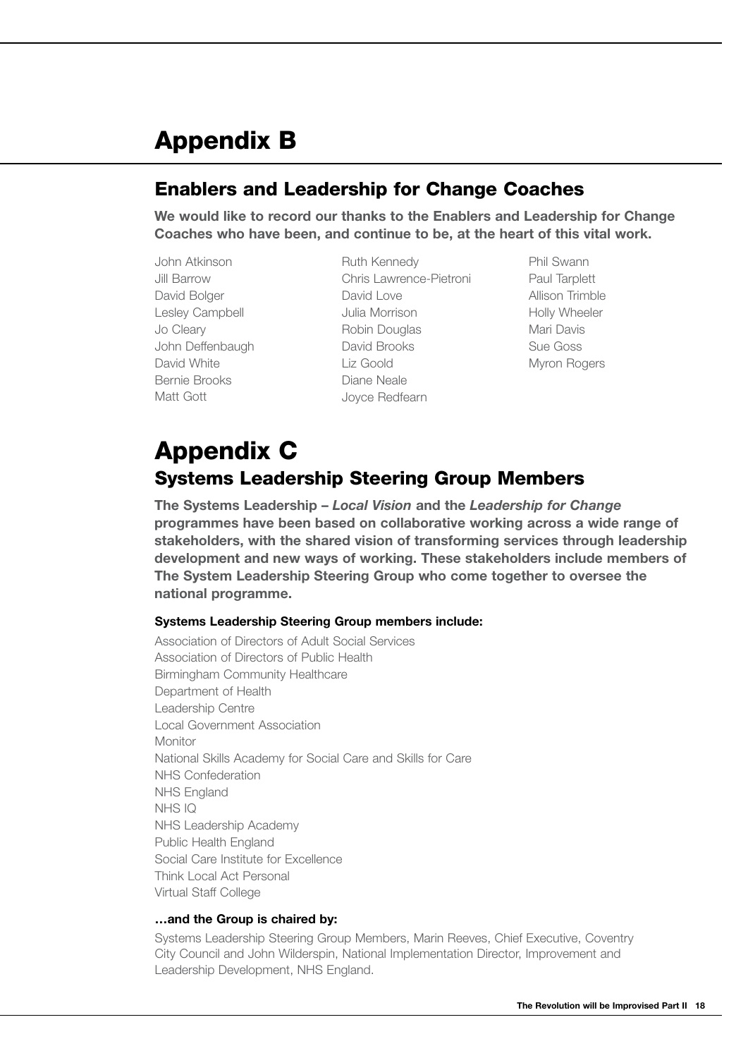# Appendix B

## Enablers and Leadership for Change Coaches

**We would like to record our thanks to the Enablers and Leadership for Change Coaches who have been, and continue to be, at the heart of this vital work.**

John Atkinson
Jill Barrow
David Bolger
Lesley Campbell
Jo Cleary
John Deffenbaugh
David White
Bernie Brooks
Matt Gott
Ruth Kennedy
Chris Lawrence-Pietroni
David Love
Julia Morrison
Robin Douglas
David Brooks
Liz Goold
Diane Neale
Joyce Redfearn
Phil Swann
Paul Tarplett
Allison Trimble
Holly Wheeler
Mari Davis
Sue Goss
Myron Rogers

# Appendix C

## Systems Leadership Steering Group Members

**The Systems Leadership – *Local Vision* and the *Leadership for Change* programmes have been based on collaborative working across a wide range of stakeholders, with the shared vision of transforming services through leadership development and new ways of working. These stakeholders include members of The System Leadership Steering Group who come together to oversee the national programme.**

**Systems Leadership Steering Group members include:**

Association of Directors of Adult Social Services
Association of Directors of Public Health
Birmingham Community Healthcare
Department of Health
Leadership Centre
Local Government Association
Monitor
National Skills Academy for Social Care and Skills for Care
NHS Confederation
NHS England
NHS IQ
NHS Leadership Academy
Public Health England
Social Care Institute for Excellence
Think Local Act Personal
Virtual Staff College

**…and the Group is chaired by:**

Systems Leadership Steering Group Members, Marin Reeves, Chief Executive, Coventry City Council and John Wilderspin, National Implementation Director, Improvement and Leadership Development, NHS England.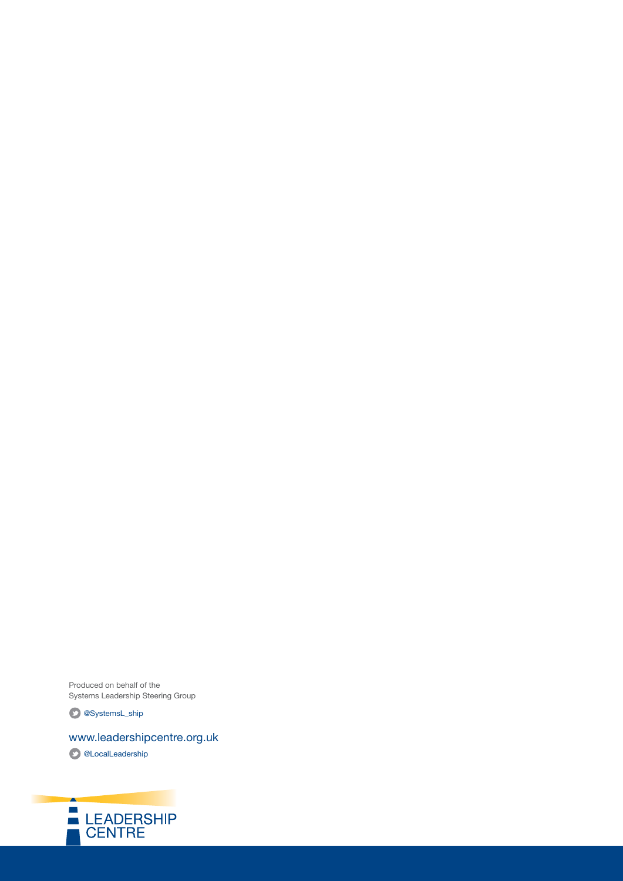Produced on behalf of the
Systems Leadership Steering Group

@SystemsL_ship

www.leadershipcentre.org.uk

@LocalLeadership

LEADERSHIP
CENTRE